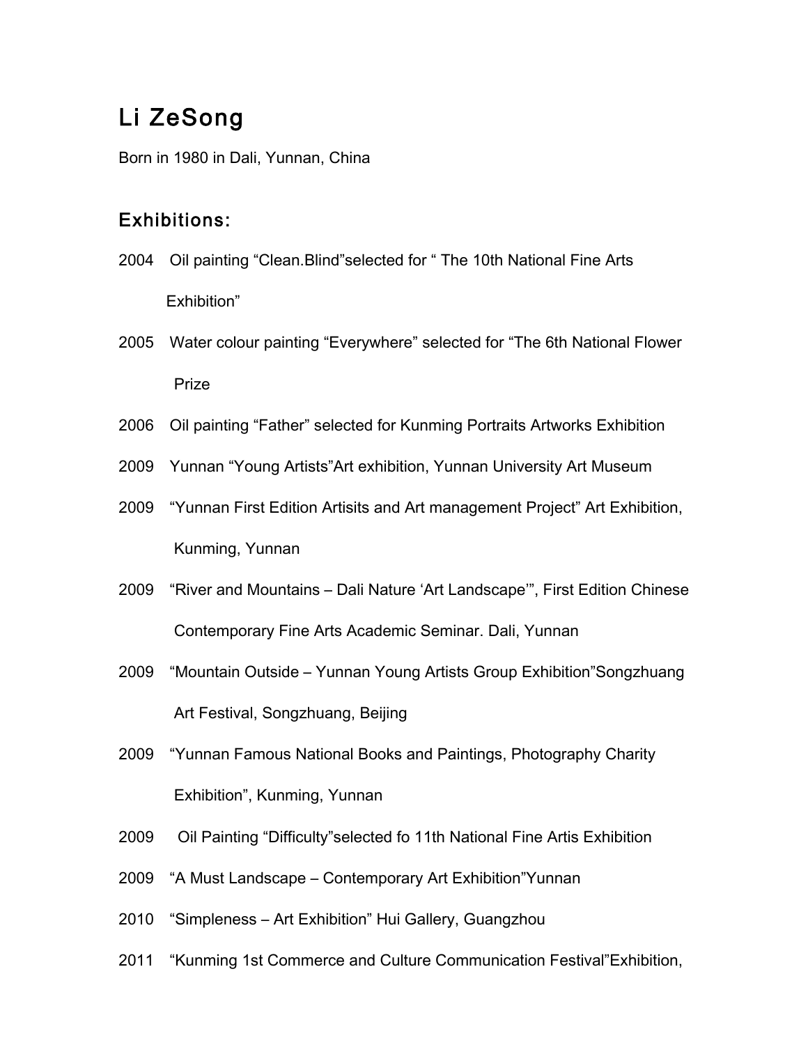# Li ZeSong

Born in 1980 in Dali, Yunnan, China

## Exhibitions:

2004 Oil painting “Clean.Blind”selected for “ The 10th National Fine Arts Exhibition”

2005 Water colour painting “Everywhere” selected for “The 6th National Flower Prize

2006 Oil painting “Father” selected for Kunming Portraits Artworks Exhibition

2009 Yunnan “Young Artists”Art exhibition, Yunnan University Art Museum

2009 “Yunnan First Edition Artisits and Art management Project” Art Exhibition, Kunming, Yunnan

2009 “River and Mountains – Dali Nature ‘Art Landscape’”, First Edition Chinese Contemporary Fine Arts Academic Seminar. Dali, Yunnan

2009 “Mountain Outside – Yunnan Young Artists Group Exhibition”Songzhuang Art Festival, Songzhuang, Beijing

2009 “Yunnan Famous National Books and Paintings, Photography Charity Exhibition”, Kunming, Yunnan

2009 Oil Painting “Difficulty”selected fo 11th National Fine Artis Exhibition

2009 “A Must Landscape – Contemporary Art Exhibition”Yunnan

2010 “Simpleness – Art Exhibition” Hui Gallery, Guangzhou

2011 “Kunming 1st Commerce and Culture Communication Festival”Exhibition,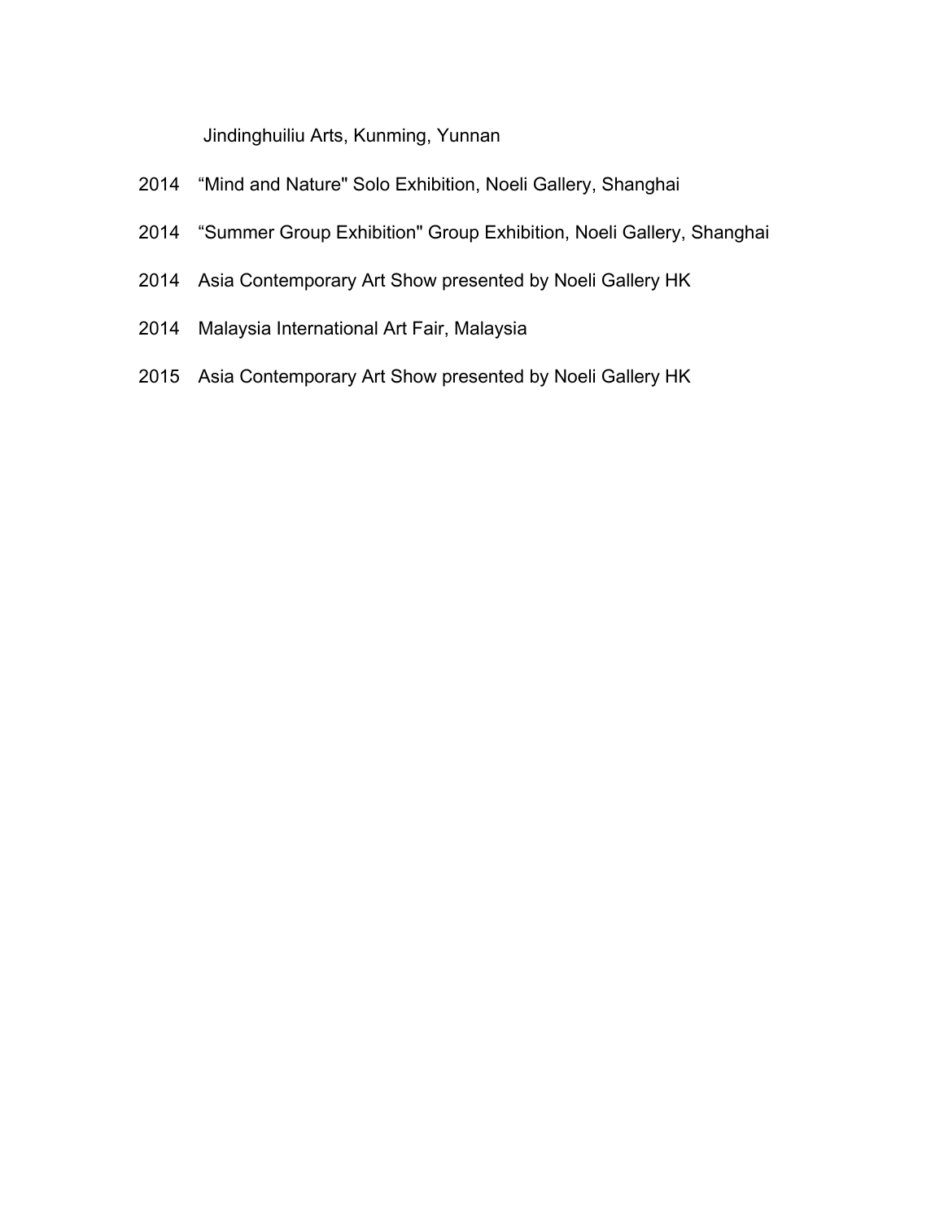Jindinghuiliu Arts, Kunming, Yunnan

2014 “Mind and Nature" Solo Exhibition, Noeli Gallery, Shanghai

2014 “Summer Group Exhibition" Group Exhibition, Noeli Gallery, Shanghai

2014 Asia Contemporary Art Show presented by Noeli Gallery HK

2014 Malaysia International Art Fair, Malaysia

2015 Asia Contemporary Art Show presented by Noeli Gallery HK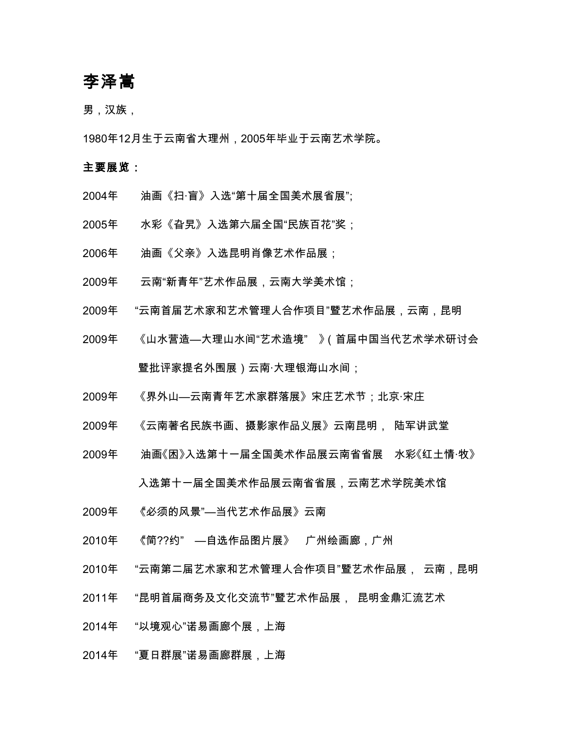# 李泽嵩

男，汉族，

1980年12月生于云南省大理州，2005年毕业于云南艺术学院。

**主要展览：**

2004年　油画《扫·盲》入选“第十届全国美术展省展”;

2005年　水彩《旮旯》入选第六届全国“民族百花”奖；

2006年　油画《父亲》入选昆明肖像艺术作品展；

2009年　云南“新青年”艺术作品展，云南大学美术馆；

2009年　“云南首届艺术家和艺术管理人合作项目”暨艺术作品展，云南，昆明

2009年　《山水营造—大理山水间“艺术造境”　》（首届中国当代艺术学术研讨会暨批评家提名外围展）云南·大理银海山水间；

2009年　《界外山—云南青年艺术家群落展》宋庄艺术节；北京·宋庄

2009年　《云南著名民族书画、摄影家作品义展》云南昆明，陆军讲武堂

2009年　油画《困》入选第十一届全国美术作品展云南省省展　水彩《红土情·牧》入选第十一届全国美术作品展云南省省展，云南艺术学院美术馆

2009年　《必须的风景”—当代艺术作品展》云南

2010年　《简??约”　—自选作品图片展》　广州绘画廊，广州

2010年　“云南第二届艺术家和艺术管理人合作项目”暨艺术作品展，云南，昆明

2011年　“昆明首届商务及文化交流节”暨艺术作品展，昆明金鼎汇流艺术

2014年　“以境观心”诺易画廊个展，上海

2014年　“夏日群展”诺易画廊群展，上海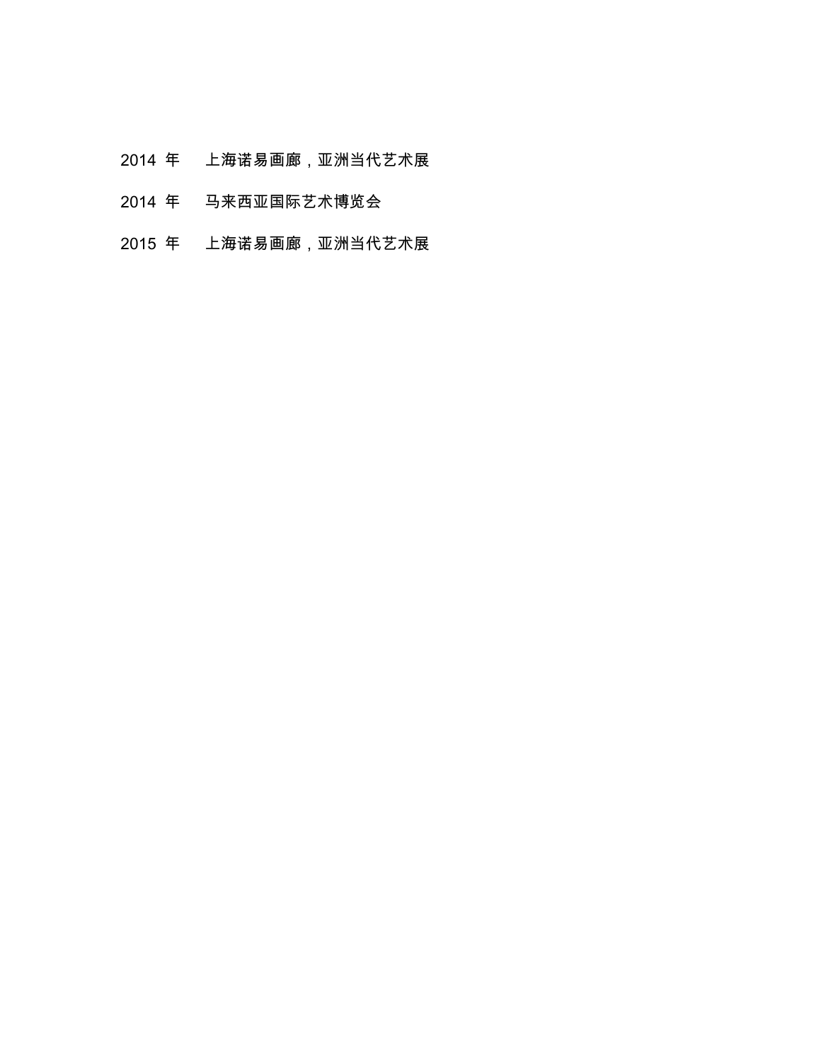2014 年　上海诺易画廊，亚洲当代艺术展

2014 年　马来西亚国际艺术博览会

2015 年　上海诺易画廊，亚洲当代艺术展